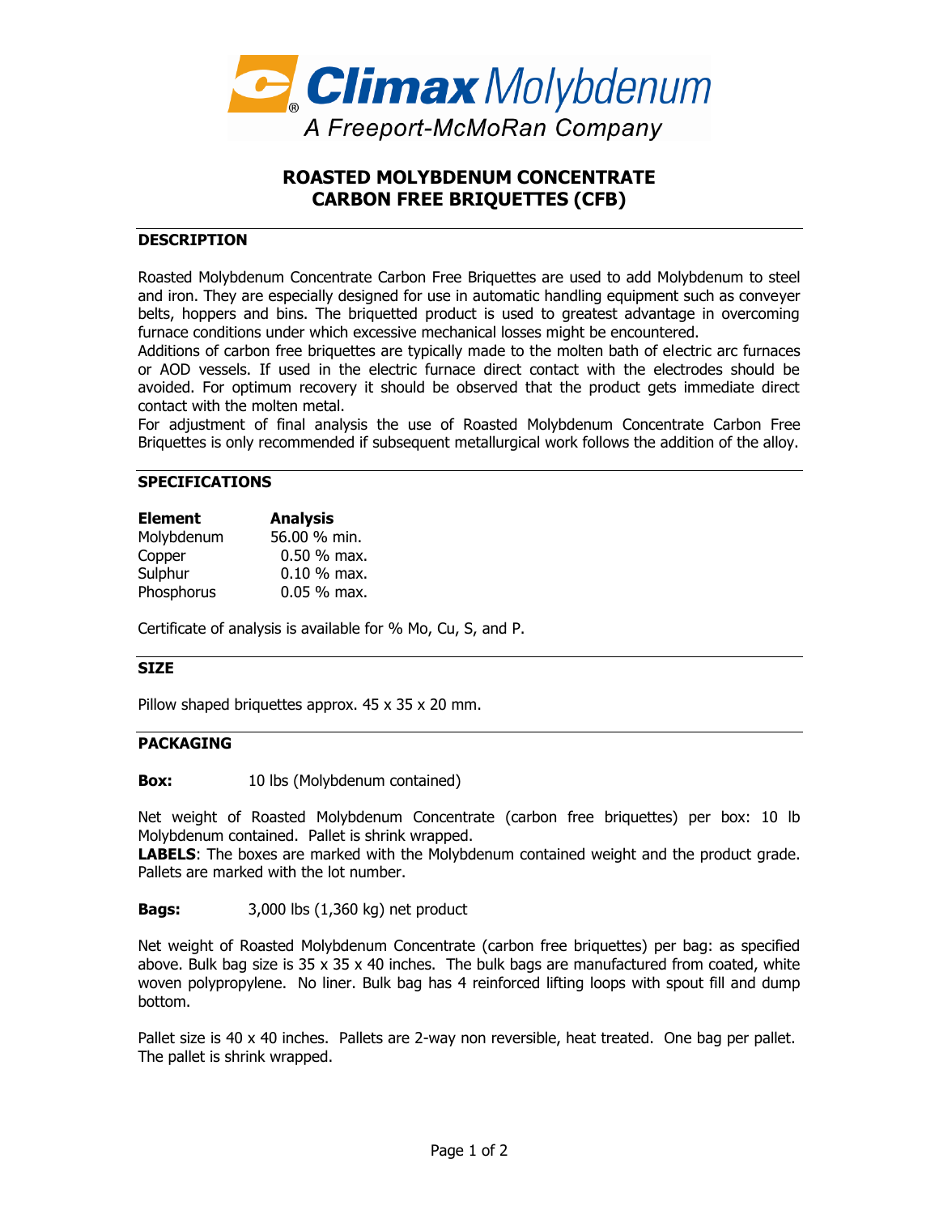**Climax Molybdenum**
A Freeport-McMoRan Company

# ROASTED MOLYBDENUM CONCENTRATE CARBON FREE BRIQUETTES (CFB)

## DESCRIPTION

Roasted Molybdenum Concentrate Carbon Free Briquettes are used to add Molybdenum to steel and iron. They are especially designed for use in automatic handling equipment such as conveyer belts, hoppers and bins. The briquetted product is used to greatest advantage in overcoming furnace conditions under which excessive mechanical losses might be encountered.

Additions of carbon free briquettes are typically made to the molten bath of electric arc furnaces or AOD vessels. If used in the electric furnace direct contact with the electrodes should be avoided. For optimum recovery it should be observed that the product gets immediate direct contact with the molten metal.

For adjustment of final analysis the use of Roasted Molybdenum Concentrate Carbon Free Briquettes is only recommended if subsequent metallurgical work follows the addition of the alloy.

## SPECIFICATIONS

| Element | Analysis |
|---|---|
| Molybdenum | 56.00 % min. |
| Copper | 0.50 % max. |
| Sulphur | 0.10 % max. |
| Phosphorus | 0.05 % max. |

Certificate of analysis is available for % Mo, Cu, S, and P.

## SIZE

Pillow shaped briquettes approx. 45 x 35 x 20 mm.

## PACKAGING

**Box:** 10 lbs (Molybdenum contained)

Net weight of Roasted Molybdenum Concentrate (carbon free briquettes) per box: 10 lb Molybdenum contained. Pallet is shrink wrapped.

**LABELS**: The boxes are marked with the Molybdenum contained weight and the product grade. Pallets are marked with the lot number.

**Bags:** 3,000 lbs (1,360 kg) net product

Net weight of Roasted Molybdenum Concentrate (carbon free briquettes) per bag: as specified above. Bulk bag size is 35 x 35 x 40 inches. The bulk bags are manufactured from coated, white woven polypropylene. No liner. Bulk bag has 4 reinforced lifting loops with spout fill and dump bottom.

Pallet size is 40 x 40 inches. Pallets are 2-way non reversible, heat treated. One bag per pallet. The pallet is shrink wrapped.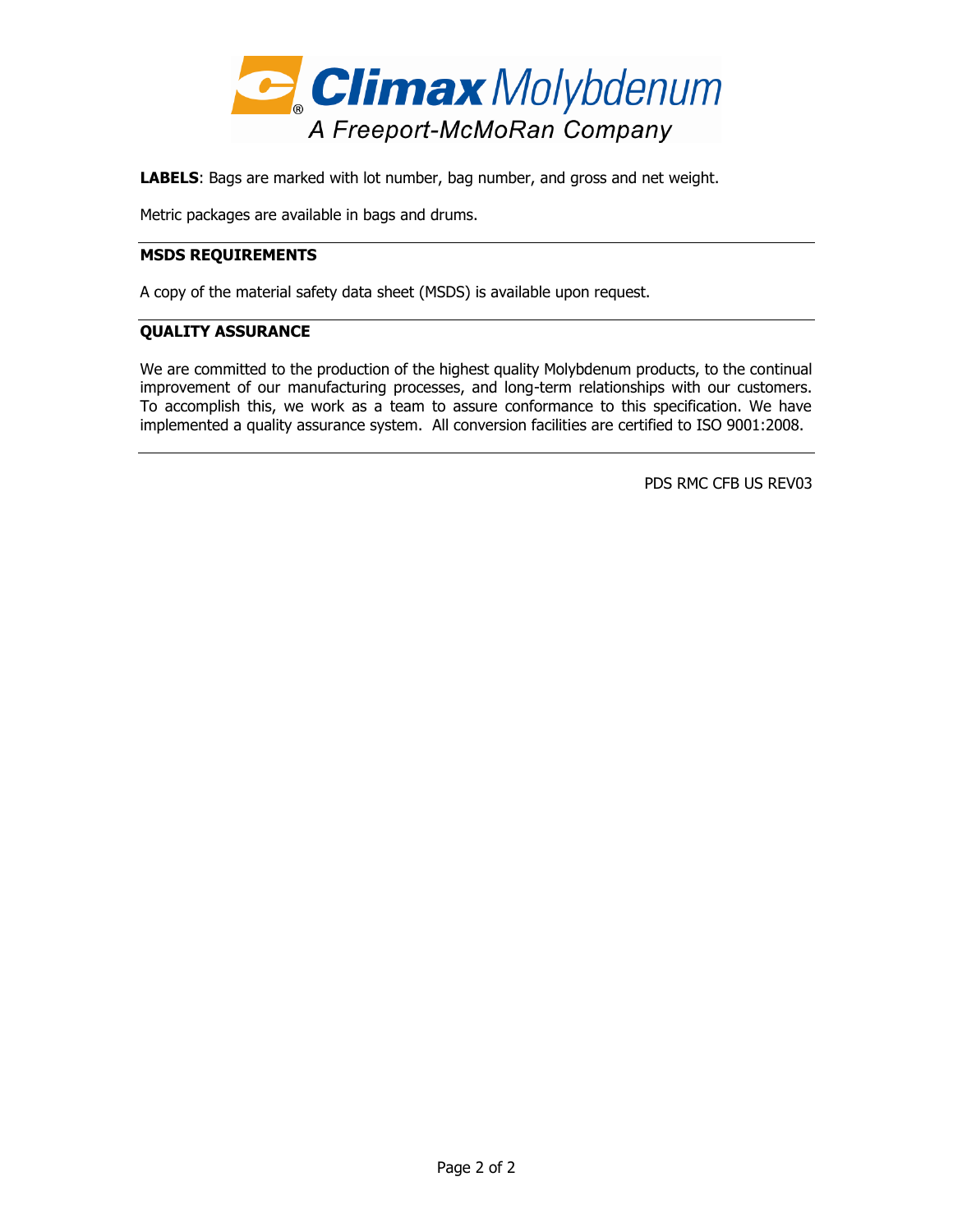**LABELS**: Bags are marked with lot number, bag number, and gross and net weight.

Metric packages are available in bags and drums.

---

## MSDS REQUIREMENTS

A copy of the material safety data sheet (MSDS) is available upon request.

---

## QUALITY ASSURANCE

We are committed to the production of the highest quality Molybdenum products, to the continual improvement of our manufacturing processes, and long-term relationships with our customers. To accomplish this, we work as a team to assure conformance to this specification. We have implemented a quality assurance system. All conversion facilities are certified to ISO 9001:2008.

---

PDS RMC CFB US REV03